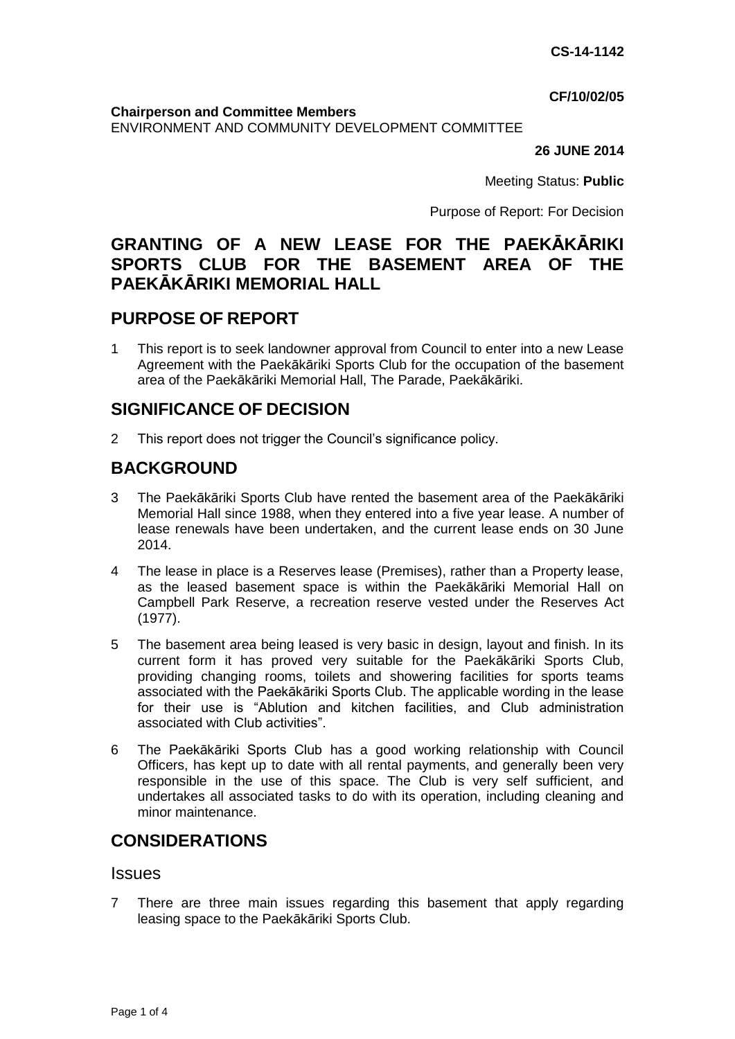**CS-14-1142**

**CF/10/02/05**

**Chairperson and Committee Members**
ENVIRONMENT AND COMMUNITY DEVELOPMENT COMMITTEE

**26 JUNE 2014**

Meeting Status: **Public**

Purpose of Report: For Decision

# GRANTING OF A NEW LEASE FOR THE PAEKĀKĀRIKI SPORTS CLUB FOR THE BASEMENT AREA OF THE PAEKĀKĀRIKI MEMORIAL HALL

## PURPOSE OF REPORT

1 This report is to seek landowner approval from Council to enter into a new Lease Agreement with the Paekākāriki Sports Club for the occupation of the basement area of the Paekākāriki Memorial Hall, The Parade, Paekākāriki.

## SIGNIFICANCE OF DECISION

2 This report does not trigger the Council's significance policy.

## BACKGROUND

3 The Paekākāriki Sports Club have rented the basement area of the Paekākāriki Memorial Hall since 1988, when they entered into a five year lease. A number of lease renewals have been undertaken, and the current lease ends on 30 June 2014.

4 The lease in place is a Reserves lease (Premises), rather than a Property lease, as the leased basement space is within the Paekākāriki Memorial Hall on Campbell Park Reserve, a recreation reserve vested under the Reserves Act (1977).

5 The basement area being leased is very basic in design, layout and finish. In its current form it has proved very suitable for the Paekākāriki Sports Club, providing changing rooms, toilets and showering facilities for sports teams associated with the Paekākāriki Sports Club. The applicable wording in the lease for their use is "Ablution and kitchen facilities, and Club administration associated with Club activities".

6 The Paekākāriki Sports Club has a good working relationship with Council Officers, has kept up to date with all rental payments, and generally been very responsible in the use of this space. The Club is very self sufficient, and undertakes all associated tasks to do with its operation, including cleaning and minor maintenance.

## CONSIDERATIONS

### Issues

7 There are three main issues regarding this basement that apply regarding leasing space to the Paekākāriki Sports Club.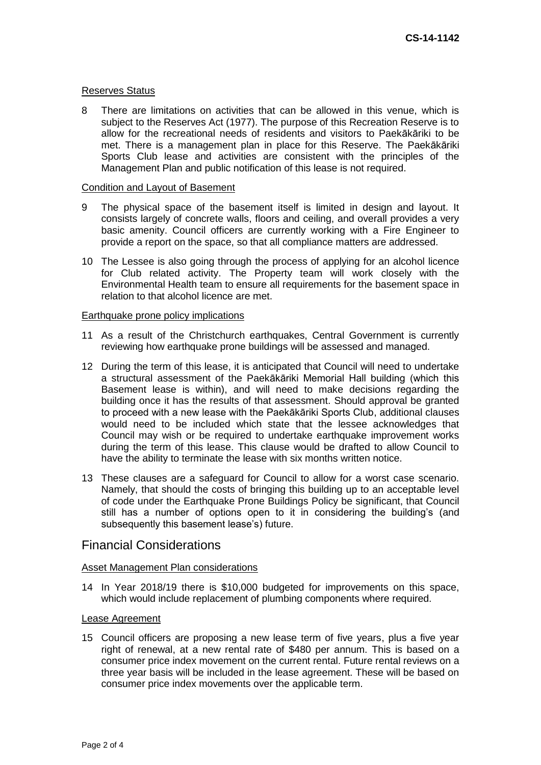CS-14-1142

### Reserves Status

8 There are limitations on activities that can be allowed in this venue, which is subject to the Reserves Act (1977). The purpose of this Recreation Reserve is to allow for the recreational needs of residents and visitors to Paekākāriki to be met. There is a management plan in place for this Reserve. The Paekākāriki Sports Club lease and activities are consistent with the principles of the Management Plan and public notification of this lease is not required.

### Condition and Layout of Basement

9 The physical space of the basement itself is limited in design and layout. It consists largely of concrete walls, floors and ceiling, and overall provides a very basic amenity. Council officers are currently working with a Fire Engineer to provide a report on the space, so that all compliance matters are addressed.

10 The Lessee is also going through the process of applying for an alcohol licence for Club related activity. The Property team will work closely with the Environmental Health team to ensure all requirements for the basement space in relation to that alcohol licence are met.

### Earthquake prone policy implications

11 As a result of the Christchurch earthquakes, Central Government is currently reviewing how earthquake prone buildings will be assessed and managed.

12 During the term of this lease, it is anticipated that Council will need to undertake a structural assessment of the Paekākāriki Memorial Hall building (which this Basement lease is within), and will need to make decisions regarding the building once it has the results of that assessment. Should approval be granted to proceed with a new lease with the Paekākāriki Sports Club, additional clauses would need to be included which state that the lessee acknowledges that Council may wish or be required to undertake earthquake improvement works during the term of this lease. This clause would be drafted to allow Council to have the ability to terminate the lease with six months written notice.

13 These clauses are a safeguard for Council to allow for a worst case scenario. Namely, that should the costs of bringing this building up to an acceptable level of code under the Earthquake Prone Buildings Policy be significant, that Council still has a number of options open to it in considering the building's (and subsequently this basement lease's) future.

## Financial Considerations

### Asset Management Plan considerations

14 In Year 2018/19 there is $10,000 budgeted for improvements on this space, which would include replacement of plumbing components where required.

### Lease Agreement

15 Council officers are proposing a new lease term of five years, plus a five year right of renewal, at a new rental rate of $480 per annum. This is based on a consumer price index movement on the current rental. Future rental reviews on a three year basis will be included in the lease agreement. These will be based on consumer price index movements over the applicable term.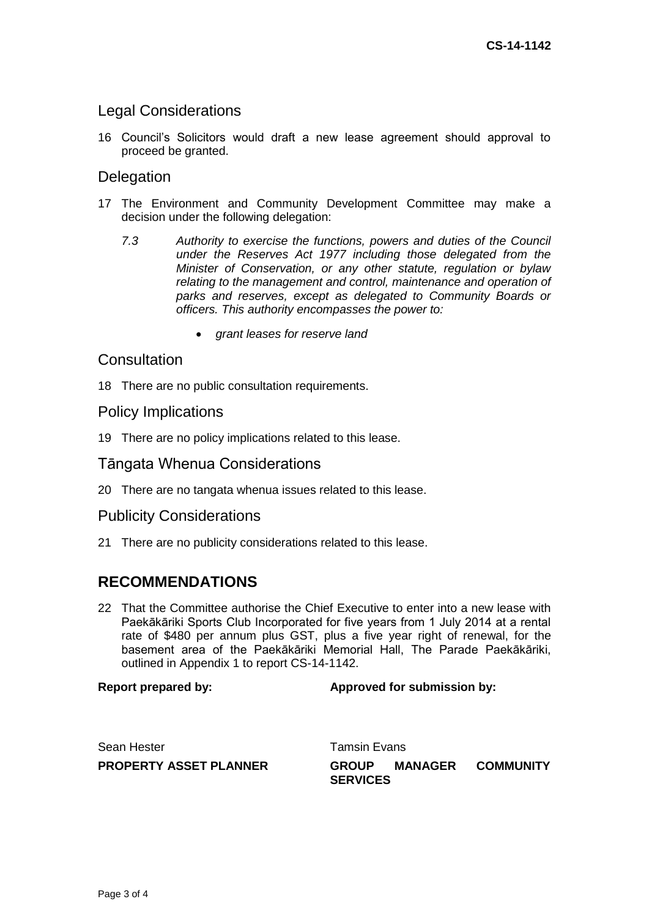## Legal Considerations

16 Council's Solicitors would draft a new lease agreement should approval to proceed be granted.

## Delegation

17 The Environment and Community Development Committee may make a decision under the following delegation:

*7.3 Authority to exercise the functions, powers and duties of the Council under the Reserves Act 1977 including those delegated from the Minister of Conservation, or any other statute, regulation or bylaw relating to the management and control, maintenance and operation of parks and reserves, except as delegated to Community Boards or officers. This authority encompasses the power to:*

- *grant leases for reserve land*

## Consultation

18 There are no public consultation requirements.

## Policy Implications

19 There are no policy implications related to this lease.

## Tāngata Whenua Considerations

20 There are no tangata whenua issues related to this lease.

## Publicity Considerations

21 There are no publicity considerations related to this lease.

# RECOMMENDATIONS

22 That the Committee authorise the Chief Executive to enter into a new lease with Paekākāriki Sports Club Incorporated for five years from 1 July 2014 at a rental rate of $480 per annum plus GST, plus a five year right of renewal, for the basement area of the Paekākāriki Memorial Hall, The Parade Paekākāriki, outlined in Appendix 1 to report CS-14-1142.

| **Report prepared by:** | **Approved for submission by:** |
| --- | --- |
| Sean Hester | Tamsin Evans |
| **PROPERTY ASSET PLANNER** | **GROUP MANAGER COMMUNITY SERVICES** |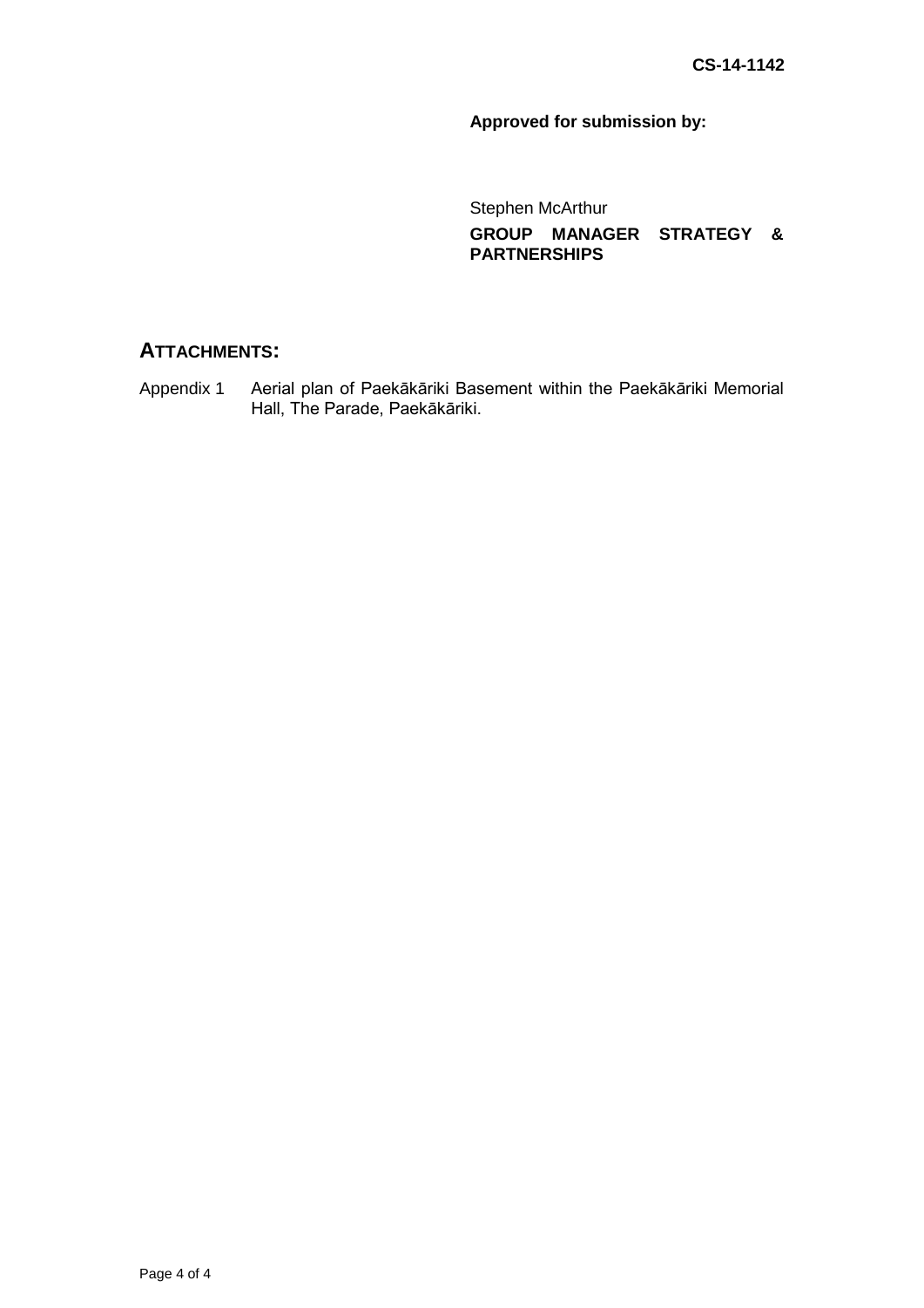CS-14-1142

**Approved for submission by:**

Stephen McArthur

**GROUP MANAGER STRATEGY & PARTNERSHIPS**

## ATTACHMENTS:

Appendix 1 Aerial plan of Paekākāriki Basement within the Paekākāriki Memorial Hall, The Parade, Paekākāriki.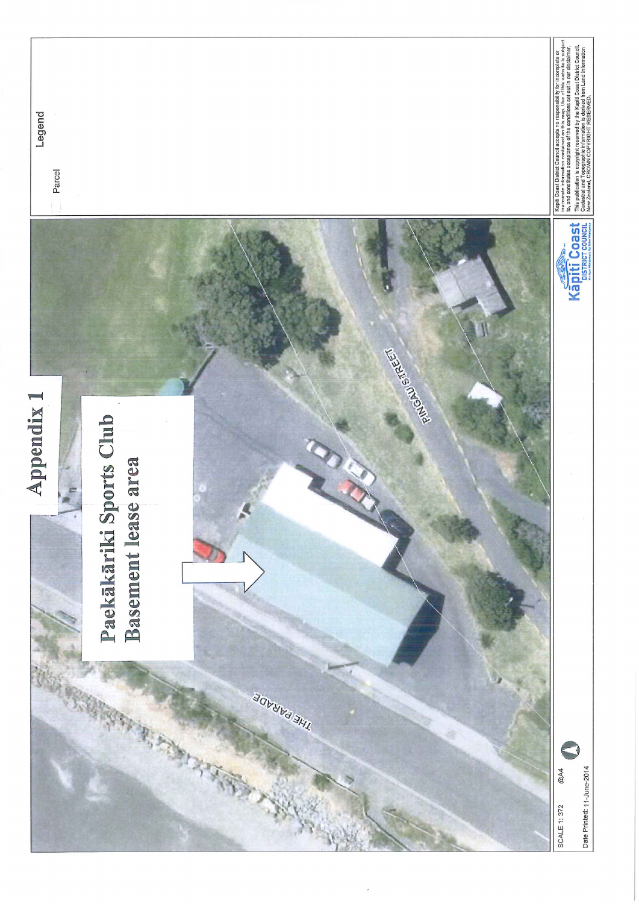# Appendix 1

Paekākāriki Sports Club
Basement lease area

PINGAU STREET

THE PARADE

Legend

Parcel

SCALE 1: 372 @A4

Date Printed: 11-June-2014

Kāpiti Coast DISTRICT COUNCIL

Kāpiti Coast District Council accepts no responsibility for incomplete or inaccurate information contained on this map. Use of this website is subject to, and constitutes acceptance of the conditions set out in our disclaimer.
This publication is copyright reserved by the Kāpiti Coast District Council. Cadastral and Topographic information is derived from Land Information New Zealand. CROWN COPYRIGHT RESERVED.